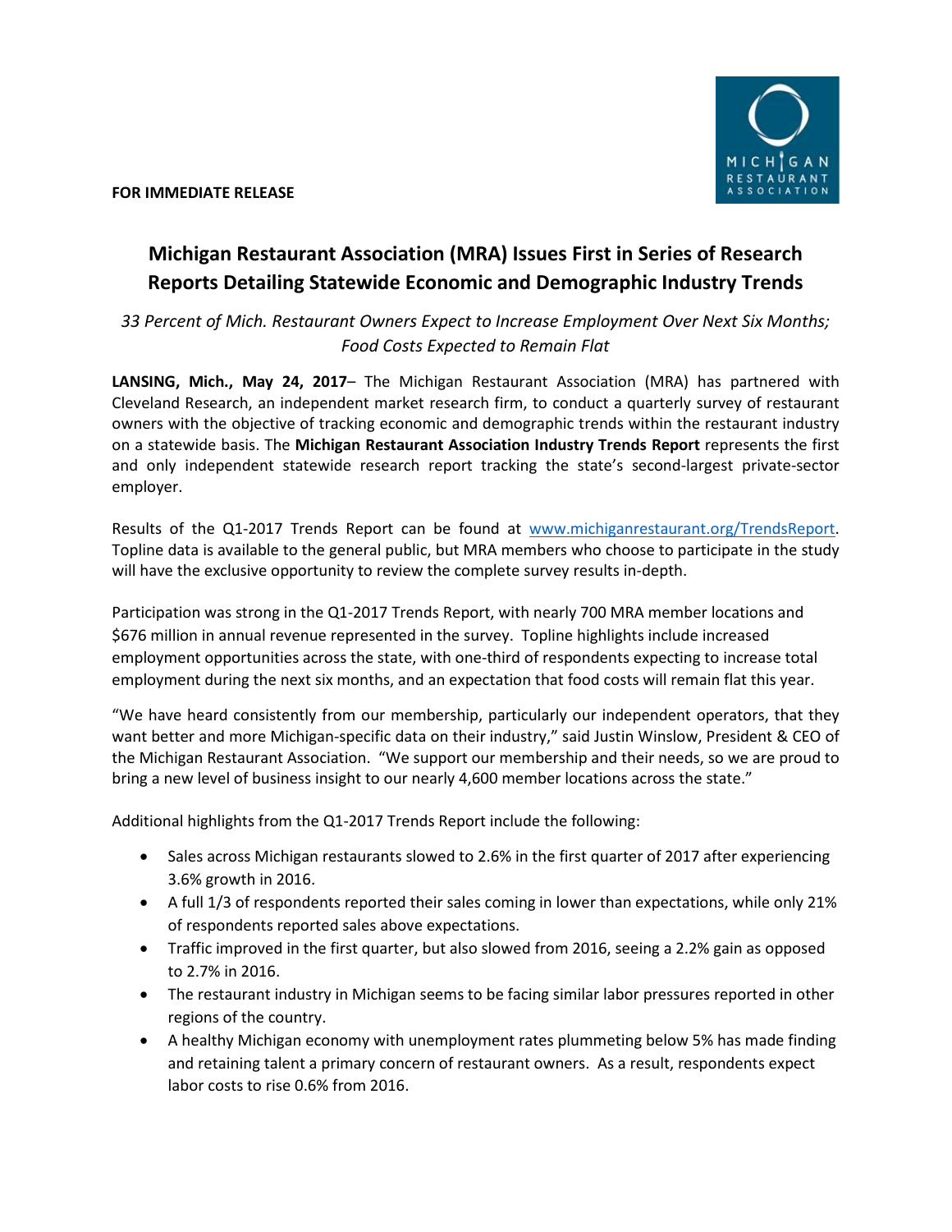**FOR IMMEDIATE RELEASE**

# Michigan Restaurant Association (MRA) Issues First in Series of Research Reports Detailing Statewide Economic and Demographic Industry Trends

*33 Percent of Mich. Restaurant Owners Expect to Increase Employment Over Next Six Months; Food Costs Expected to Remain Flat*

**LANSING, Mich., May 24, 2017**– The Michigan Restaurant Association (MRA) has partnered with Cleveland Research, an independent market research firm, to conduct a quarterly survey of restaurant owners with the objective of tracking economic and demographic trends within the restaurant industry on a statewide basis. The **Michigan Restaurant Association Industry Trends Report** represents the first and only independent statewide research report tracking the state's second-largest private-sector employer.

Results of the Q1-2017 Trends Report can be found at www.michiganrestaurant.org/TrendsReport. Topline data is available to the general public, but MRA members who choose to participate in the study will have the exclusive opportunity to review the complete survey results in-depth.

Participation was strong in the Q1-2017 Trends Report, with nearly 700 MRA member locations and $676 million in annual revenue represented in the survey. Topline highlights include increased employment opportunities across the state, with one-third of respondents expecting to increase total employment during the next six months, and an expectation that food costs will remain flat this year.

"We have heard consistently from our membership, particularly our independent operators, that they want better and more Michigan-specific data on their industry," said Justin Winslow, President & CEO of the Michigan Restaurant Association. "We support our membership and their needs, so we are proud to bring a new level of business insight to our nearly 4,600 member locations across the state."

Additional highlights from the Q1-2017 Trends Report include the following:

- Sales across Michigan restaurants slowed to 2.6% in the first quarter of 2017 after experiencing 3.6% growth in 2016.
- A full 1/3 of respondents reported their sales coming in lower than expectations, while only 21% of respondents reported sales above expectations.
- Traffic improved in the first quarter, but also slowed from 2016, seeing a 2.2% gain as opposed to 2.7% in 2016.
- The restaurant industry in Michigan seems to be facing similar labor pressures reported in other regions of the country.
- A healthy Michigan economy with unemployment rates plummeting below 5% has made finding and retaining talent a primary concern of restaurant owners. As a result, respondents expect labor costs to rise 0.6% from 2016.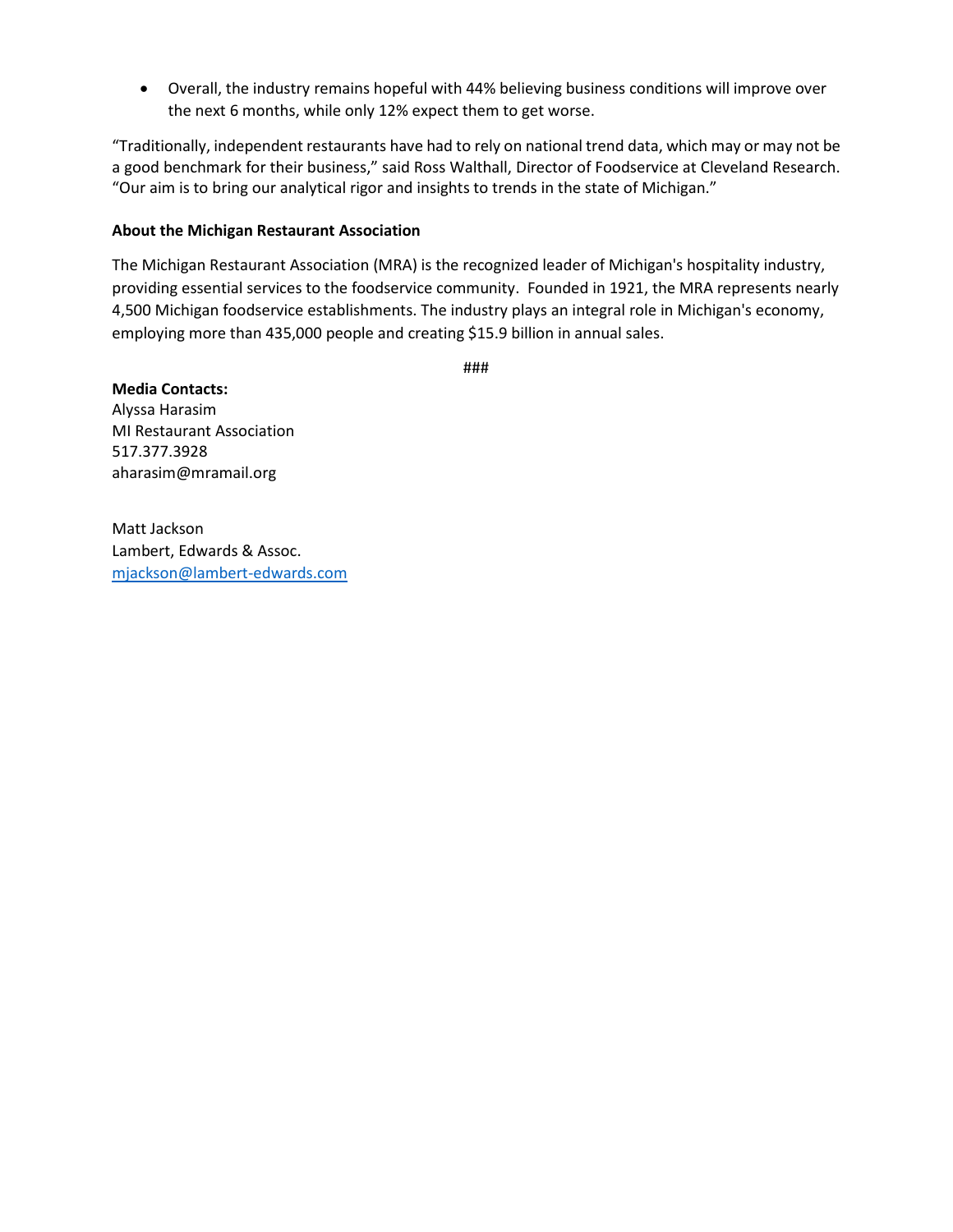- Overall, the industry remains hopeful with 44% believing business conditions will improve over the next 6 months, while only 12% expect them to get worse.

"Traditionally, independent restaurants have had to rely on national trend data, which may or may not be a good benchmark for their business," said Ross Walthall, Director of Foodservice at Cleveland Research. "Our aim is to bring our analytical rigor and insights to trends in the state of Michigan."

**About the Michigan Restaurant Association**

The Michigan Restaurant Association (MRA) is the recognized leader of Michigan's hospitality industry, providing essential services to the foodservice community. Founded in 1921, the MRA represents nearly 4,500 Michigan foodservice establishments. The industry plays an integral role in Michigan's economy, employing more than 435,000 people and creating $15.9 billion in annual sales.

###

**Media Contacts:**
Alyssa Harasim
MI Restaurant Association
517.377.3928
aharasim@mramail.org

Matt Jackson
Lambert, Edwards & Assoc.
mjackson@lambert-edwards.com